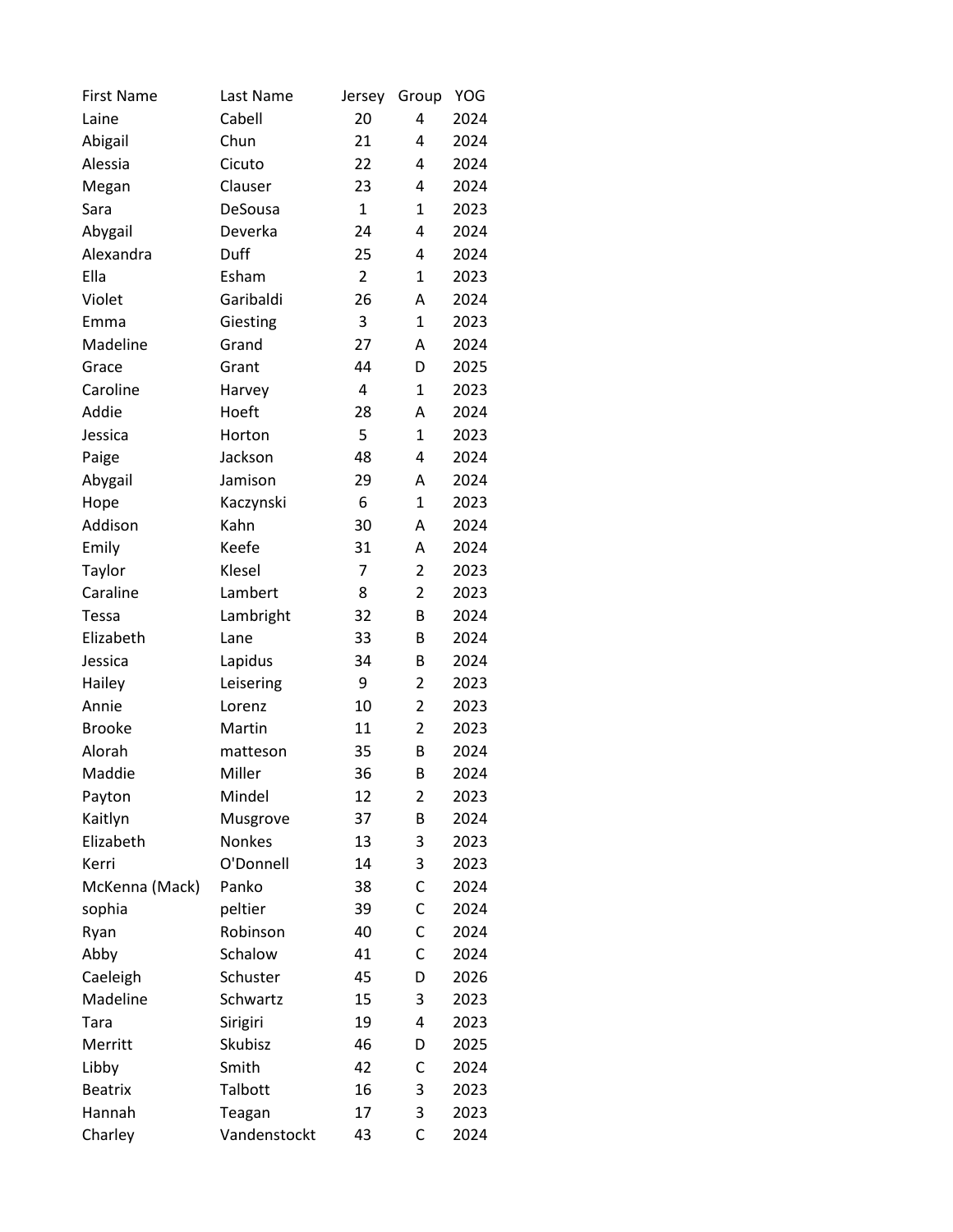| First Name | Last Name | Jersey | Group | YOG |
| --- | --- | --- | --- | --- |
| Laine | Cabell | 20 | 4 | 2024 |
| Abigail | Chun | 21 | 4 | 2024 |
| Alessia | Cicuto | 22 | 4 | 2024 |
| Megan | Clauser | 23 | 4 | 2024 |
| Sara | DeSousa | 1 | 1 | 2023 |
| Abygail | Deverka | 24 | 4 | 2024 |
| Alexandra | Duff | 25 | 4 | 2024 |
| Ella | Esham | 2 | 1 | 2023 |
| Violet | Garibaldi | 26 | A | 2024 |
| Emma | Giesting | 3 | 1 | 2023 |
| Madeline | Grand | 27 | A | 2024 |
| Grace | Grant | 44 | D | 2025 |
| Caroline | Harvey | 4 | 1 | 2023 |
| Addie | Hoeft | 28 | A | 2024 |
| Jessica | Horton | 5 | 1 | 2023 |
| Paige | Jackson | 48 | 4 | 2024 |
| Abygail | Jamison | 29 | A | 2024 |
| Hope | Kaczynski | 6 | 1 | 2023 |
| Addison | Kahn | 30 | A | 2024 |
| Emily | Keefe | 31 | A | 2024 |
| Taylor | Klesel | 7 | 2 | 2023 |
| Caraline | Lambert | 8 | 2 | 2023 |
| Tessa | Lambright | 32 | B | 2024 |
| Elizabeth | Lane | 33 | B | 2024 |
| Jessica | Lapidus | 34 | B | 2024 |
| Hailey | Leisering | 9 | 2 | 2023 |
| Annie | Lorenz | 10 | 2 | 2023 |
| Brooke | Martin | 11 | 2 | 2023 |
| Alorah | matteson | 35 | B | 2024 |
| Maddie | Miller | 36 | B | 2024 |
| Payton | Mindel | 12 | 2 | 2023 |
| Kaitlyn | Musgrove | 37 | B | 2024 |
| Elizabeth | Nonkes | 13 | 3 | 2023 |
| Kerri | O'Donnell | 14 | 3 | 2023 |
| McKenna (Mack) | Panko | 38 | C | 2024 |
| sophia | peltier | 39 | C | 2024 |
| Ryan | Robinson | 40 | C | 2024 |
| Abby | Schalow | 41 | C | 2024 |
| Caeleigh | Schuster | 45 | D | 2026 |
| Madeline | Schwartz | 15 | 3 | 2023 |
| Tara | Sirigiri | 19 | 4 | 2023 |
| Merritt | Skubisz | 46 | D | 2025 |
| Libby | Smith | 42 | C | 2024 |
| Beatrix | Talbott | 16 | 3 | 2023 |
| Hannah | Teagan | 17 | 3 | 2023 |
| Charley | Vandenstockt | 43 | C | 2024 |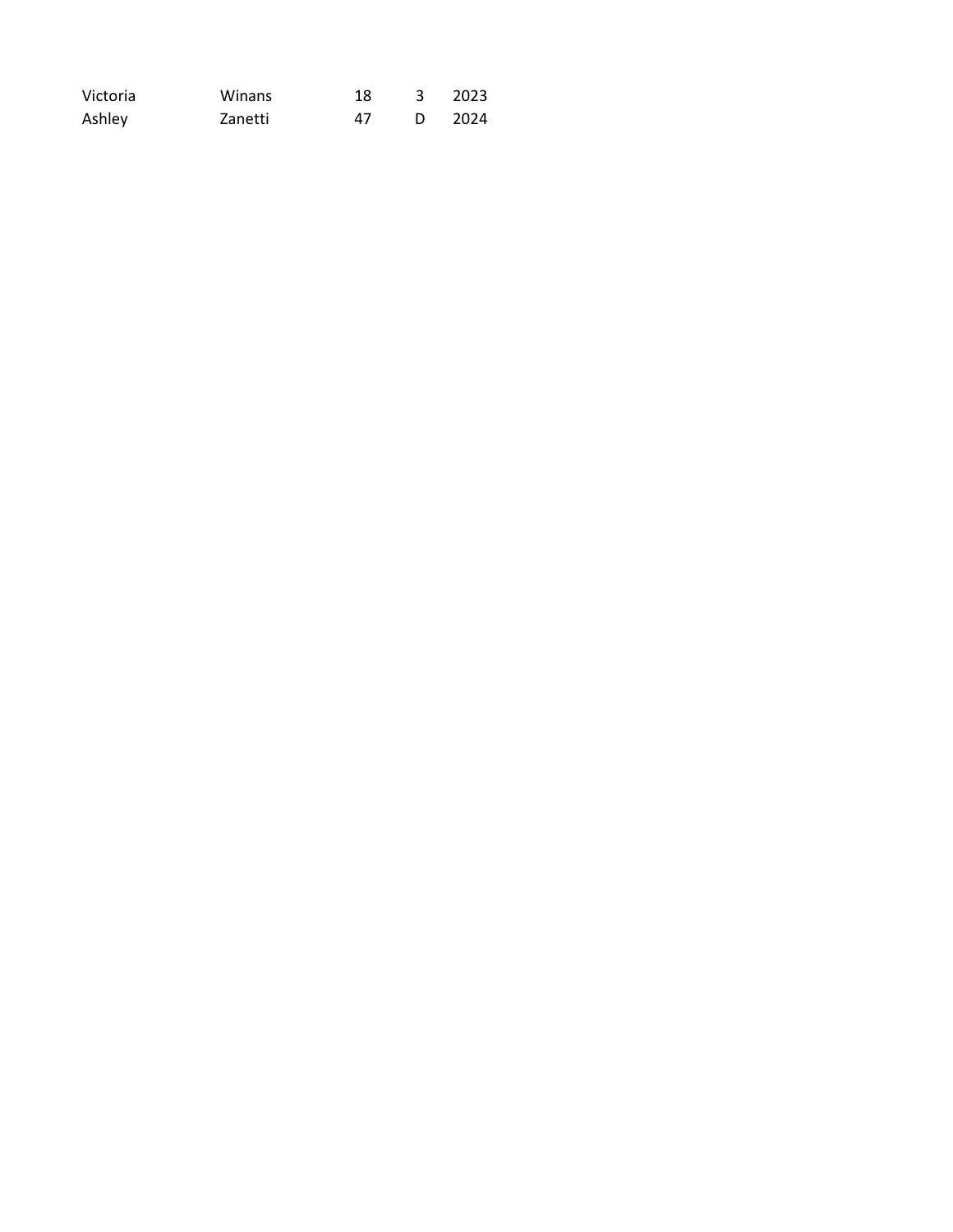| | | | | |
|---|---|---|---|---|
| Victoria | Winans | 18 | 3 | 2023 |
| Ashley | Zanetti | 47 | D | 2024 |